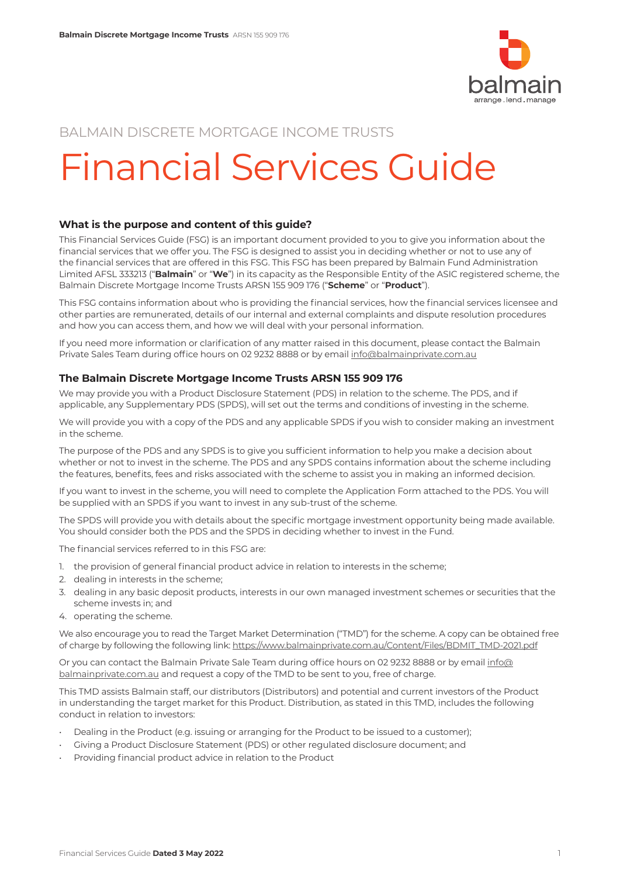BALMAIN DISCRETE MORTGAGE INCOME TRUSTS

# Financial Services Guide

### What is the purpose and content of this guide?

This Financial Services Guide (FSG) is an important document provided to you to give you information about the financial services that we offer you. The FSG is designed to assist you in deciding whether or not to use any of the financial services that are offered in this FSG. This FSG has been prepared by Balmain Fund Administration Limited AFSL 333213 ("**Balmain**" or "**We**") in its capacity as the Responsible Entity of the ASIC registered scheme, the Balmain Discrete Mortgage Income Trusts ARSN 155 909 176 ("**Scheme**" or "**Product**").

This FSG contains information about who is providing the financial services, how the financial services licensee and other parties are remunerated, details of our internal and external complaints and dispute resolution procedures and how you can access them, and how we will deal with your personal information.

If you need more information or clarification of any matter raised in this document, please contact the Balmain Private Sales Team during office hours on 02 9232 8888 or by email info@balmainprivate.com.au

### The Balmain Discrete Mortgage Income Trusts ARSN 155 909 176

We may provide you with a Product Disclosure Statement (PDS) in relation to the scheme. The PDS, and if applicable, any Supplementary PDS (SPDS), will set out the terms and conditions of investing in the scheme.

We will provide you with a copy of the PDS and any applicable SPDS if you wish to consider making an investment in the scheme.

The purpose of the PDS and any SPDS is to give you sufficient information to help you make a decision about whether or not to invest in the scheme. The PDS and any SPDS contains information about the scheme including the features, benefits, fees and risks associated with the scheme to assist you in making an informed decision.

If you want to invest in the scheme, you will need to complete the Application Form attached to the PDS. You will be supplied with an SPDS if you want to invest in any sub-trust of the scheme.

The SPDS will provide you with details about the specific mortgage investment opportunity being made available. You should consider both the PDS and the SPDS in deciding whether to invest in the Fund.

The financial services referred to in this FSG are:

1. the provision of general financial product advice in relation to interests in the scheme;
2. dealing in interests in the scheme;
3. dealing in any basic deposit products, interests in our own managed investment schemes or securities that the scheme invests in; and
4. operating the scheme.

We also encourage you to read the Target Market Determination ("TMD") for the scheme. A copy can be obtained free of charge by following the following link: https://www.balmainprivate.com.au/Content/Files/BDMIT_TMD-2021.pdf

Or you can contact the Balmain Private Sale Team during office hours on 02 9232 8888 or by email info@balmainprivate.com.au and request a copy of the TMD to be sent to you, free of charge.

This TMD assists Balmain staff, our distributors (Distributors) and potential and current investors of the Product in understanding the target market for this Product. Distribution, as stated in this TMD, includes the following conduct in relation to investors:

- Dealing in the Product (e.g. issuing or arranging for the Product to be issued to a customer);
- Giving a Product Disclosure Statement (PDS) or other regulated disclosure document; and
- Providing financial product advice in relation to the Product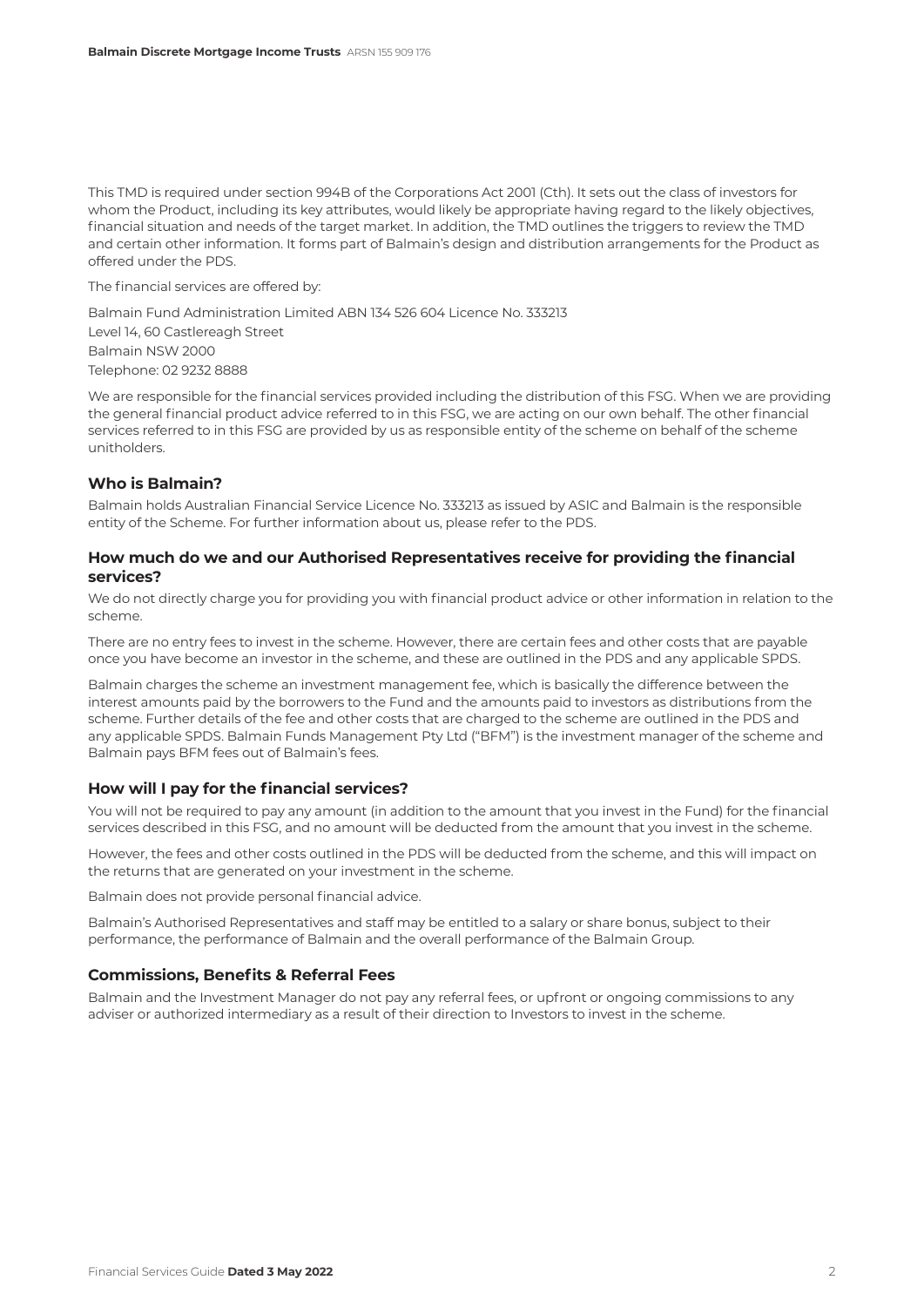This TMD is required under section 994B of the Corporations Act 2001 (Cth). It sets out the class of investors for whom the Product, including its key attributes, would likely be appropriate having regard to the likely objectives, financial situation and needs of the target market. In addition, the TMD outlines the triggers to review the TMD and certain other information. It forms part of Balmain's design and distribution arrangements for the Product as offered under the PDS.

The financial services are offered by:

Balmain Fund Administration Limited ABN 134 526 604 Licence No. 333213
Level 14, 60 Castlereagh Street
Balmain NSW 2000
Telephone: 02 9232 8888

We are responsible for the financial services provided including the distribution of this FSG. When we are providing the general financial product advice referred to in this FSG, we are acting on our own behalf. The other financial services referred to in this FSG are provided by us as responsible entity of the scheme on behalf of the scheme unitholders.

### Who is Balmain?

Balmain holds Australian Financial Service Licence No. 333213 as issued by ASIC and Balmain is the responsible entity of the Scheme. For further information about us, please refer to the PDS.

### How much do we and our Authorised Representatives receive for providing the financial services?

We do not directly charge you for providing you with financial product advice or other information in relation to the scheme.

There are no entry fees to invest in the scheme. However, there are certain fees and other costs that are payable once you have become an investor in the scheme, and these are outlined in the PDS and any applicable SPDS.

Balmain charges the scheme an investment management fee, which is basically the difference between the interest amounts paid by the borrowers to the Fund and the amounts paid to investors as distributions from the scheme. Further details of the fee and other costs that are charged to the scheme are outlined in the PDS and any applicable SPDS. Balmain Funds Management Pty Ltd ("BFM") is the investment manager of the scheme and Balmain pays BFM fees out of Balmain's fees.

### How will I pay for the financial services?

You will not be required to pay any amount (in addition to the amount that you invest in the Fund) for the financial services described in this FSG, and no amount will be deducted from the amount that you invest in the scheme.

However, the fees and other costs outlined in the PDS will be deducted from the scheme, and this will impact on the returns that are generated on your investment in the scheme.

Balmain does not provide personal financial advice.

Balmain's Authorised Representatives and staff may be entitled to a salary or share bonus, subject to their performance, the performance of Balmain and the overall performance of the Balmain Group.

### Commissions, Benefits & Referral Fees

Balmain and the Investment Manager do not pay any referral fees, or upfront or ongoing commissions to any adviser or authorized intermediary as a result of their direction to Investors to invest in the scheme.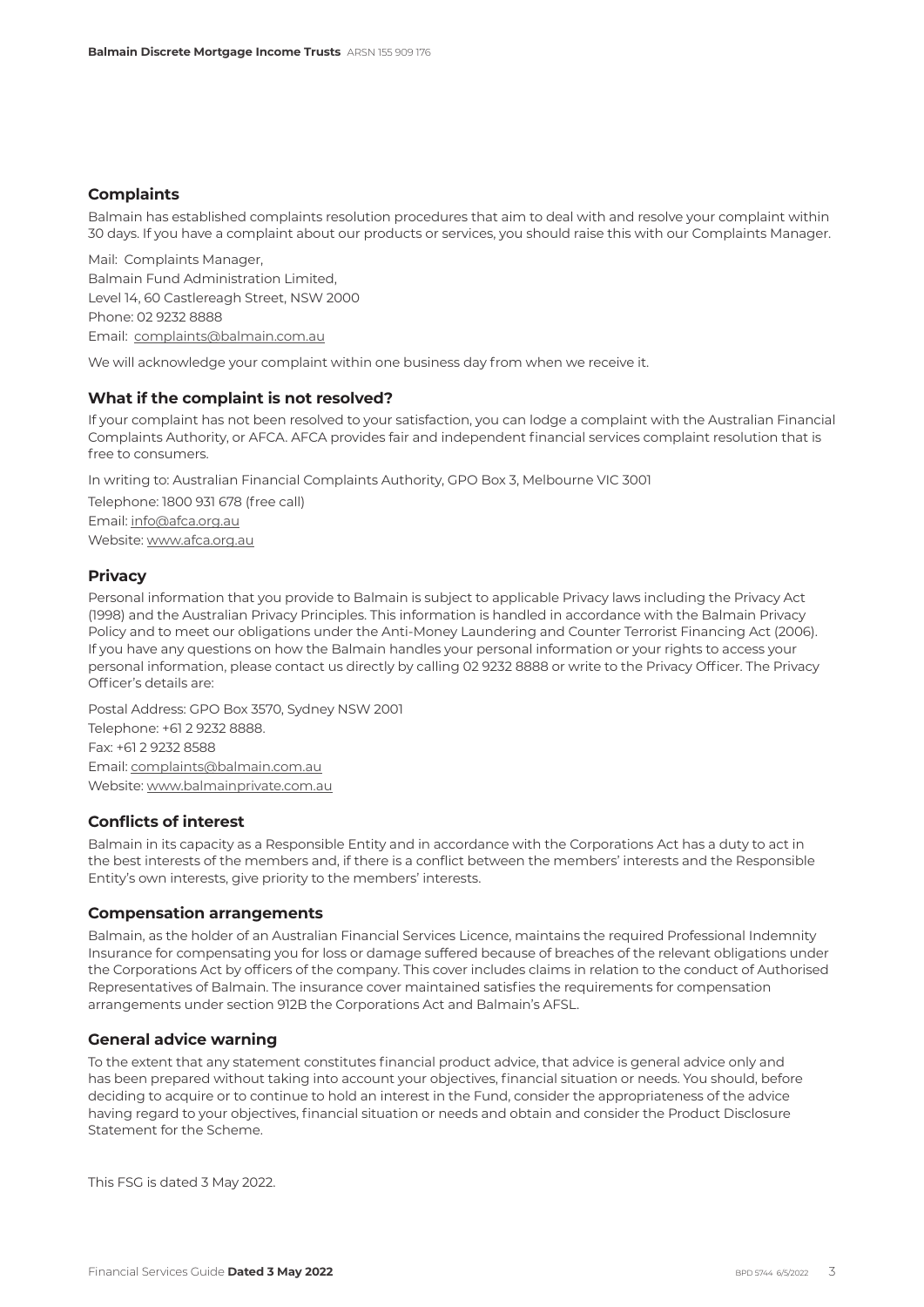## Complaints

Balmain has established complaints resolution procedures that aim to deal with and resolve your complaint within 30 days. If you have a complaint about our products or services, you should raise this with our Complaints Manager.

Mail: Complaints Manager,
Balmain Fund Administration Limited,
Level 14, 60 Castlereagh Street, NSW 2000
Phone: 02 9232 8888
Email: complaints@balmain.com.au

We will acknowledge your complaint within one business day from when we receive it.

## What if the complaint is not resolved?

If your complaint has not been resolved to your satisfaction, you can lodge a complaint with the Australian Financial Complaints Authority, or AFCA. AFCA provides fair and independent financial services complaint resolution that is free to consumers.

In writing to: Australian Financial Complaints Authority, GPO Box 3, Melbourne VIC 3001

Telephone: 1800 931 678 (free call)
Email: info@afca.org.au
Website: www.afca.org.au

## Privacy

Personal information that you provide to Balmain is subject to applicable Privacy laws including the Privacy Act (1998) and the Australian Privacy Principles. This information is handled in accordance with the Balmain Privacy Policy and to meet our obligations under the Anti-Money Laundering and Counter Terrorist Financing Act (2006). If you have any questions on how the Balmain handles your personal information or your rights to access your personal information, please contact us directly by calling 02 9232 8888 or write to the Privacy Officer. The Privacy Officer's details are:

Postal Address: GPO Box 3570, Sydney NSW 2001
Telephone: +61 2 9232 8888.
Fax: +61 2 9232 8588
Email: complaints@balmain.com.au
Website: www.balmainprivate.com.au

## Conflicts of interest

Balmain in its capacity as a Responsible Entity and in accordance with the Corporations Act has a duty to act in the best interests of the members and, if there is a conflict between the members' interests and the Responsible Entity's own interests, give priority to the members' interests.

## Compensation arrangements

Balmain, as the holder of an Australian Financial Services Licence, maintains the required Professional Indemnity Insurance for compensating you for loss or damage suffered because of breaches of the relevant obligations under the Corporations Act by officers of the company. This cover includes claims in relation to the conduct of Authorised Representatives of Balmain. The insurance cover maintained satisfies the requirements for compensation arrangements under section 912B the Corporations Act and Balmain's AFSL.

## General advice warning

To the extent that any statement constitutes financial product advice, that advice is general advice only and has been prepared without taking into account your objectives, financial situation or needs. You should, before deciding to acquire or to continue to hold an interest in the Fund, consider the appropriateness of the advice having regard to your objectives, financial situation or needs and obtain and consider the Product Disclosure Statement for the Scheme.

This FSG is dated 3 May 2022.